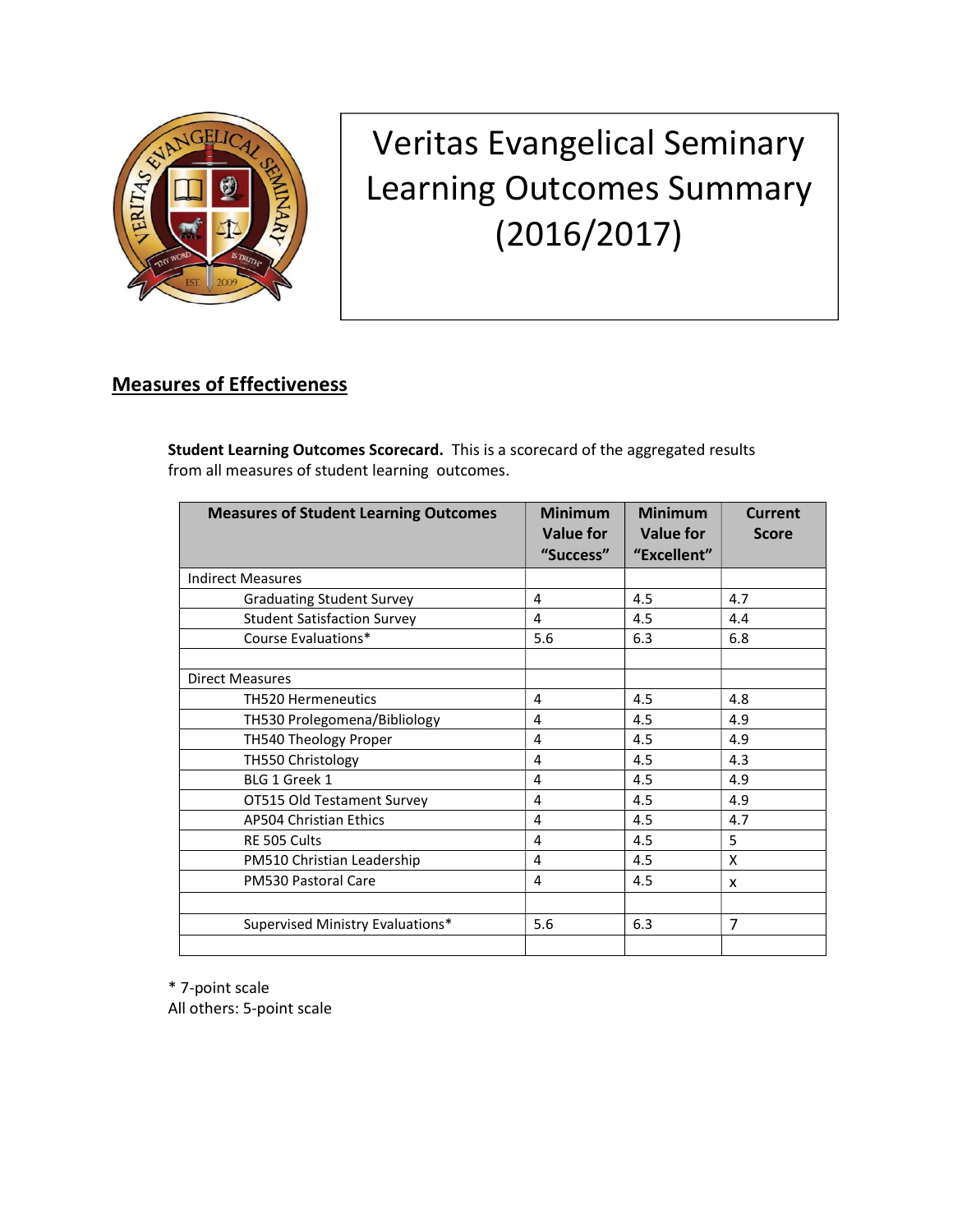# Veritas Evangelical Seminary Learning Outcomes Summary (2016/2017)

## Measures of Effectiveness

**Student Learning Outcomes Scorecard.** This is a scorecard of the aggregated results from all measures of student learning outcomes.

| Measures of Student Learning Outcomes | Minimum Value for "Success" | Minimum Value for "Excellent" | Current Score |
|---|---|---|---|
| Indirect Measures | | | |
| Graduating Student Survey | 4 | 4.5 | 4.7 |
| Student Satisfaction Survey | 4 | 4.5 | 4.4 |
| Course Evaluations* | 5.6 | 6.3 | 6.8 |
| | | | |
| Direct Measures | | | |
| TH520 Hermeneutics | 4 | 4.5 | 4.8 |
| TH530 Prolegomena/Bibliology | 4 | 4.5 | 4.9 |
| TH540 Theology Proper | 4 | 4.5 | 4.9 |
| TH550 Christology | 4 | 4.5 | 4.3 |
| BLG 1 Greek 1 | 4 | 4.5 | 4.9 |
| OT515 Old Testament Survey | 4 | 4.5 | 4.9 |
| AP504 Christian Ethics | 4 | 4.5 | 4.7 |
| RE 505 Cults | 4 | 4.5 | 5 |
| PM510 Christian Leadership | 4 | 4.5 | X |
| PM530 Pastoral Care | 4 | 4.5 | x |
| | | | |
| Supervised Ministry Evaluations* | 5.6 | 6.3 | 7 |
| | | | |

* 7-point scale
All others: 5-point scale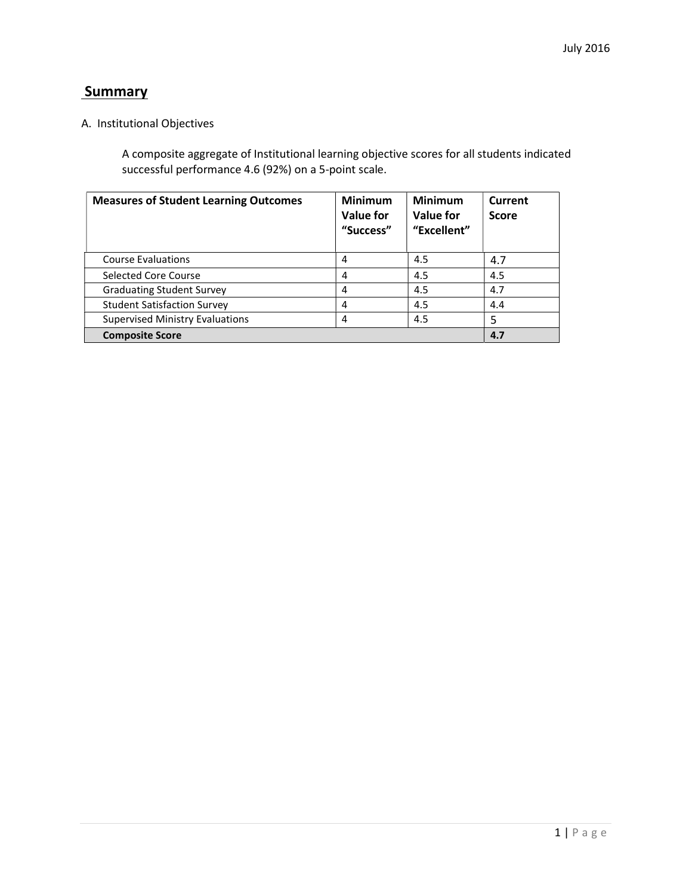## Summary

A. Institutional Objectives

A composite aggregate of Institutional learning objective scores for all students indicated successful performance 4.6 (92%) on a 5-point scale.

| Measures of Student Learning Outcomes | Minimum Value for "Success" | Minimum Value for "Excellent" | Current Score |
|---|---|---|---|
| Course Evaluations | 4 | 4.5 | 4.7 |
| Selected Core Course | 4 | 4.5 | 4.5 |
| Graduating Student Survey | 4 | 4.5 | 4.7 |
| Student Satisfaction Survey | 4 | 4.5 | 4.4 |
| Supervised Ministry Evaluations | 4 | 4.5 | 5 |
| **Composite Score** | | | **4.7** |